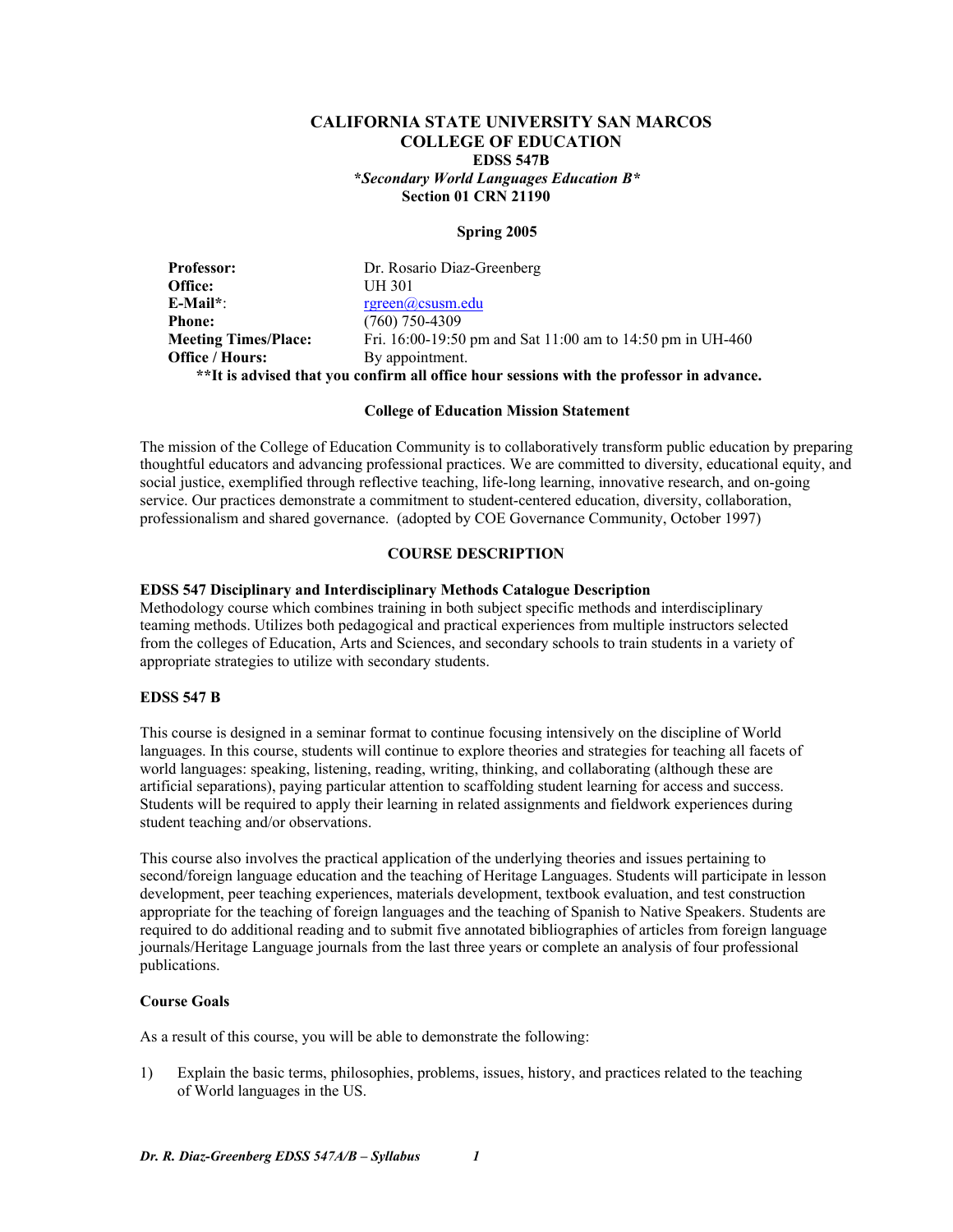# CALIFORNIA STATE UNIVERSITY SAN MARCOS
## COLLEGE OF EDUCATION
### EDSS 547B
***Secondary World Languages Education B***
**Section 01 CRN 21190**

**Spring 2005**

| | |
|---|---|
| **Professor:** | Dr. Rosario Diaz-Greenberg |
| **Office:** | UH 301 |
| **E-Mail***: | rgreen@csusm.edu |
| **Phone:** | (760) 750-4309 |
| **Meeting Times/Place:** | Fri. 16:00-19:50 pm and Sat 11:00 am to 14:50 pm in UH-460 |
| **Office / Hours:** | By appointment. |

****It is advised that you confirm all office hour sessions with the professor in advance.**

**College of Education Mission Statement**

The mission of the College of Education Community is to collaboratively transform public education by preparing thoughtful educators and advancing professional practices. We are committed to diversity, educational equity, and social justice, exemplified through reflective teaching, life-long learning, innovative research, and on-going service. Our practices demonstrate a commitment to student-centered education, diversity, collaboration, professionalism and shared governance. (adopted by COE Governance Community, October 1997)

## COURSE DESCRIPTION

**EDSS 547 Disciplinary and Interdisciplinary Methods Catalogue Description**
Methodology course which combines training in both subject specific methods and interdisciplinary teaming methods. Utilizes both pedagogical and practical experiences from multiple instructors selected from the colleges of Education, Arts and Sciences, and secondary schools to train students in a variety of appropriate strategies to utilize with secondary students.

**EDSS 547 B**

This course is designed in a seminar format to continue focusing intensively on the discipline of World languages. In this course, students will continue to explore theories and strategies for teaching all facets of world languages: speaking, listening, reading, writing, thinking, and collaborating (although these are artificial separations), paying particular attention to scaffolding student learning for access and success. Students will be required to apply their learning in related assignments and fieldwork experiences during student teaching and/or observations.

This course also involves the practical application of the underlying theories and issues pertaining to second/foreign language education and the teaching of Heritage Languages. Students will participate in lesson development, peer teaching experiences, materials development, textbook evaluation, and test construction appropriate for the teaching of foreign languages and the teaching of Spanish to Native Speakers. Students are required to do additional reading and to submit five annotated bibliographies of articles from foreign language journals/Heritage Language journals from the last three years or complete an analysis of four professional publications.

**Course Goals**

As a result of this course, you will be able to demonstrate the following:

1) Explain the basic terms, philosophies, problems, issues, history, and practices related to the teaching of World languages in the US.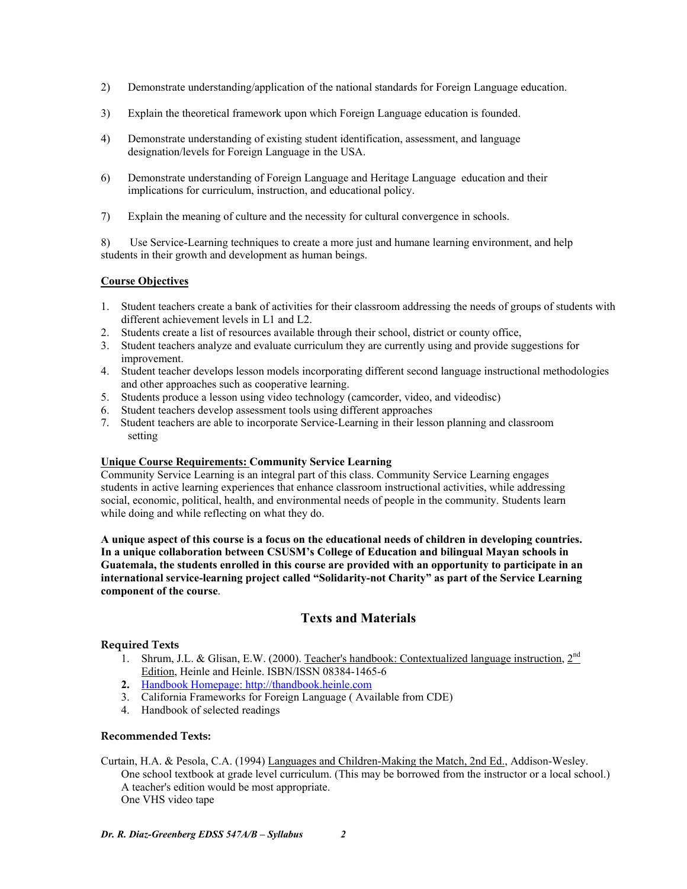2) Demonstrate understanding/application of the national standards for Foreign Language education.

3) Explain the theoretical framework upon which Foreign Language education is founded.

4) Demonstrate understanding of existing student identification, assessment, and language designation/levels for Foreign Language in the USA.

6) Demonstrate understanding of Foreign Language and Heritage Language education and their implications for curriculum, instruction, and educational policy.

7) Explain the meaning of culture and the necessity for cultural convergence in schools.

8) Use Service-Learning techniques to create a more just and humane learning environment, and help students in their growth and development as human beings.

**Course Objectives**

1. Student teachers create a bank of activities for their classroom addressing the needs of groups of students with different achievement levels in L1 and L2.
2. Students create a list of resources available through their school, district or county office,
3. Student teachers analyze and evaluate curriculum they are currently using and provide suggestions for improvement.
4. Student teacher develops lesson models incorporating different second language instructional methodologies and other approaches such as cooperative learning.
5. Students produce a lesson using video technology (camcorder, video, and videodisc)
6. Student teachers develop assessment tools using different approaches
7. Student teachers are able to incorporate Service-Learning in their lesson planning and classroom setting

**Unique Course Requirements: Community Service Learning**

Community Service Learning is an integral part of this class. Community Service Learning engages students in active learning experiences that enhance classroom instructional activities, while addressing social, economic, political, health, and environmental needs of people in the community. Students learn while doing and while reflecting on what they do.

**A unique aspect of this course is a focus on the educational needs of children in developing countries. In a unique collaboration between CSUSM's College of Education and bilingual Mayan schools in Guatemala, the students enrolled in this course are provided with an opportunity to participate in an international service-learning project called "Solidarity-not Charity" as part of the Service Learning component of the course**.

## Texts and Materials

### Required Texts

1. Shrum, J.L. & Glisan, E.W. (2000). Teacher's handbook: Contextualized language instruction, 2nd Edition, Heinle and Heinle. ISBN/ISSN 08384-1465-6
2. [Handbook Homepage: http://thandbook.heinle.com](http://thandbook.heinle.com)
3. California Frameworks for Foreign Language ( Available from CDE)
4. Handbook of selected readings

### Recommended Texts:

Curtain, H.A. & Pesola, C.A. (1994) Languages and Children-Making the Match, 2nd Ed., Addison-Wesley.
One school textbook at grade level curriculum. (This may be borrowed from the instructor or a local school.) A teacher's edition would be most appropriate.
One VHS video tape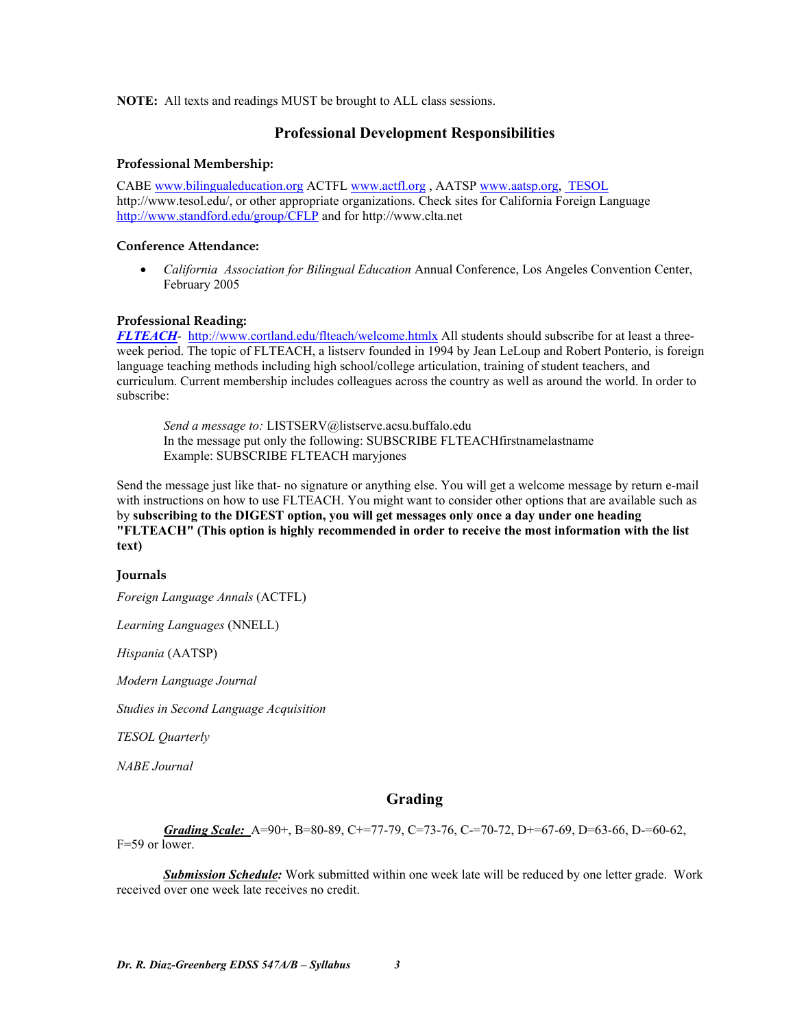**NOTE:** All texts and readings MUST be brought to ALL class sessions.

## Professional Development Responsibilities

### Professional Membership:

CABE www.bilingualeducation.org ACTFL www.actfl.org , AATSP www.aatsp.org, TESOL http://www.tesol.edu/, or other appropriate organizations. Check sites for California Foreign Language http://www.standford.edu/group/CFLP and for http://www.clta.net

### Conference Attendance:

- *California Association for Bilingual Education* Annual Conference, Los Angeles Convention Center, February 2005

### Professional Reading:

***FLTEACH***- http://www.cortland.edu/flteach/welcome.htmlx All students should subscribe for at least a three-week period. The topic of FLTEACH, a listserv founded in 1994 by Jean LeLoup and Robert Ponterio, is foreign language teaching methods including high school/college articulation, training of student teachers, and curriculum. Current membership includes colleagues across the country as well as around the world. In order to subscribe:

> *Send a message to:* LISTSERV@listserve.acsu.buffalo.edu
> In the message put only the following: SUBSCRIBE FLTEACHfirstnamelastname
> Example: SUBSCRIBE FLTEACH maryjones

Send the message just like that- no signature or anything else. You will get a welcome message by return e-mail with instructions on how to use FLTEACH. You might want to consider other options that are available such as by **subscribing to the DIGEST option, you will get messages only once a day under one heading "FLTEACH" (This option is highly recommended in order to receive the most information with the list text)**

### Journals

*Foreign Language Annals* (ACTFL)

*Learning Languages* (NNELL)

*Hispania* (AATSP)

*Modern Language Journal*

*Studies in Second Language Acquisition*

*TESOL Quarterly*

*NABE Journal*

## Grading

***Grading Scale:*** A=90+, B=80-89, C+=77-79, C=73-76, C-=70-72, D+=67-69, D=63-66, D-=60-62, F=59 or lower.

***Submission Schedule:*** Work submitted within one week late will be reduced by one letter grade. Work received over one week late receives no credit.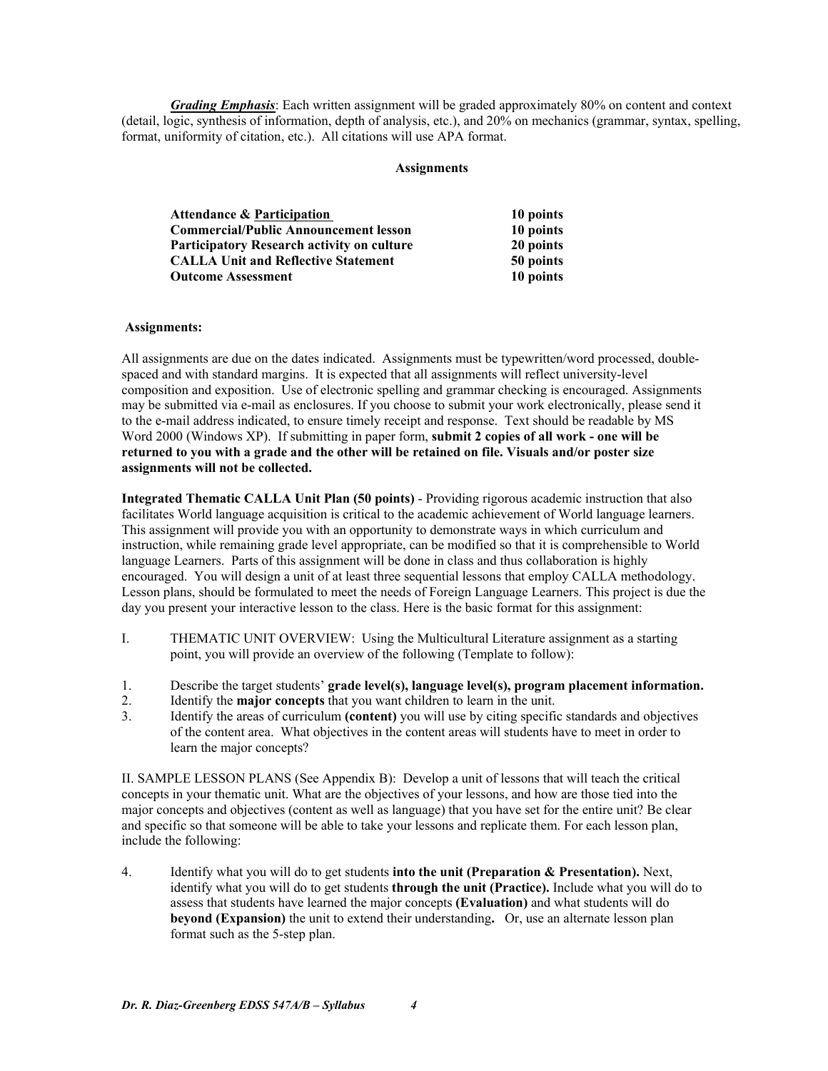***Grading Emphasis***: Each written assignment will be graded approximately 80% on content and context (detail, logic, synthesis of information, depth of analysis, etc.), and 20% on mechanics (grammar, syntax, spelling, format, uniformity of citation, etc.). All citations will use APA format.

**Assignments**

| | |
|---|---|
| **Attendance & Participation** | **10 points** |
| **Commercial/Public Announcement lesson** | **10 points** |
| **Participatory Research activity on culture** | **20 points** |
| **CALLA Unit and Reflective Statement** | **50 points** |
| **Outcome Assessment** | **10 points** |

**Assignments:**

All assignments are due on the dates indicated. Assignments must be typewritten/word processed, double-spaced and with standard margins. It is expected that all assignments will reflect university-level composition and exposition. Use of electronic spelling and grammar checking is encouraged. Assignments may be submitted via e-mail as enclosures. If you choose to submit your work electronically, please send it to the e-mail address indicated, to ensure timely receipt and response. Text should be readable by MS Word 2000 (Windows XP). If submitting in paper form, **submit 2 copies of all work - one will be returned to you with a grade and the other will be retained on file. Visuals and/or poster size assignments will not be collected.**

**Integrated Thematic CALLA Unit Plan (50 points)** - Providing rigorous academic instruction that also facilitates World language acquisition is critical to the academic achievement of World language learners. This assignment will provide you with an opportunity to demonstrate ways in which curriculum and instruction, while remaining grade level appropriate, can be modified so that it is comprehensible to World language Learners. Parts of this assignment will be done in class and thus collaboration is highly encouraged. You will design a unit of at least three sequential lessons that employ CALLA methodology. Lesson plans, should be formulated to meet the needs of Foreign Language Learners. This project is due the day you present your interactive lesson to the class. Here is the basic format for this assignment:

I. THEMATIC UNIT OVERVIEW: Using the Multicultural Literature assignment as a starting point, you will provide an overview of the following (Template to follow):

1. Describe the target students' **grade level(s), language level(s), program placement information.**
2. Identify the **major concepts** that you want children to learn in the unit.
3. Identify the areas of curriculum **(content)** you will use by citing specific standards and objectives of the content area. What objectives in the content areas will students have to meet in order to learn the major concepts?

II. SAMPLE LESSON PLANS (See Appendix B): Develop a unit of lessons that will teach the critical concepts in your thematic unit. What are the objectives of your lessons, and how are those tied into the major concepts and objectives (content as well as language) that you have set for the entire unit? Be clear and specific so that someone will be able to take your lessons and replicate them. For each lesson plan, include the following:

4. Identify what you will do to get students **into the unit (Preparation & Presentation).** Next, identify what you will do to get students **through the unit (Practice).** Include what you will do to assess that students have learned the major concepts **(Evaluation)** and what students will do **beyond (Expansion)** the unit to extend their understanding**.** Or, use an alternate lesson plan format such as the 5-step plan.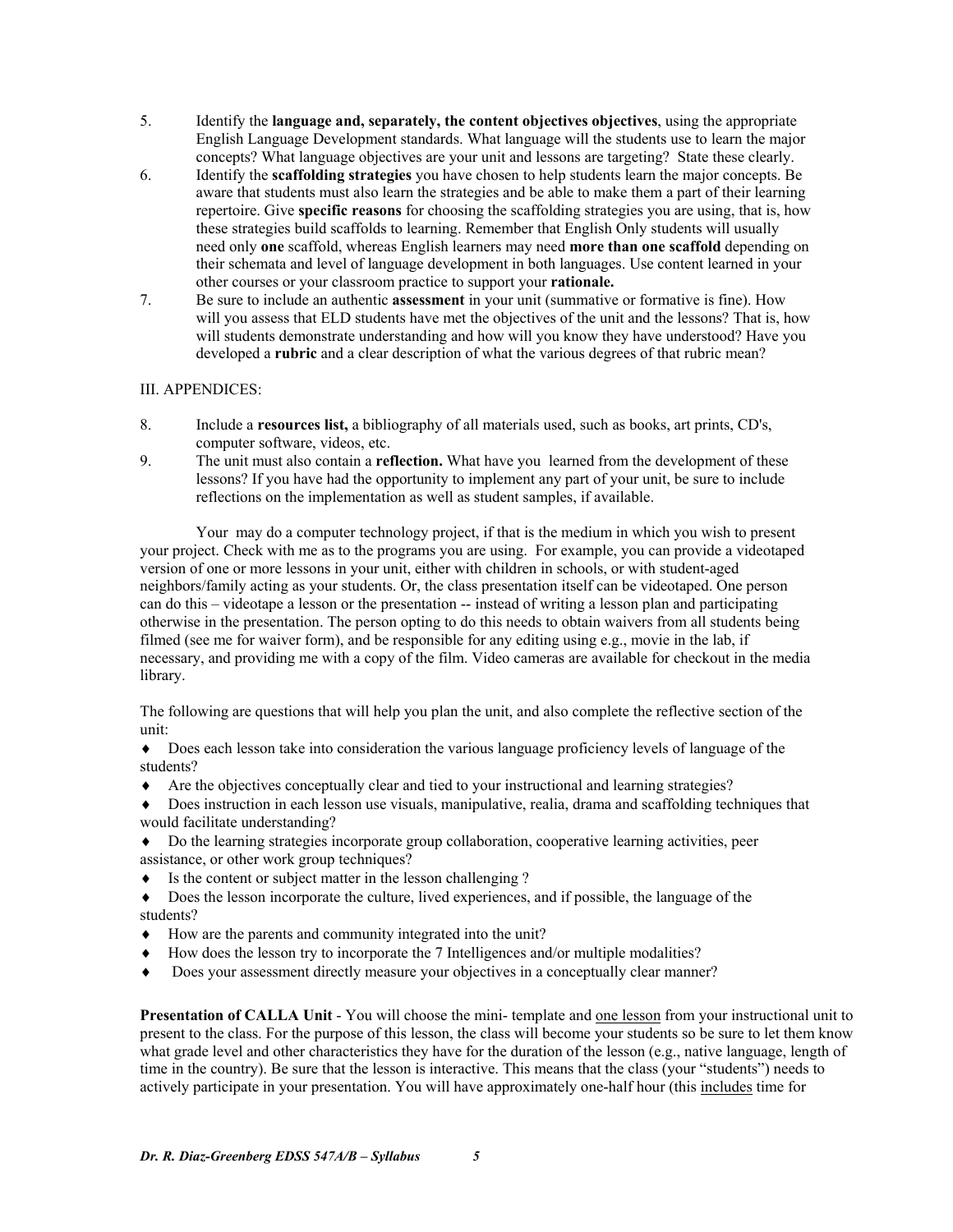5. Identify the **language and, separately, the content objectives objectives**, using the appropriate English Language Development standards. What language will the students use to learn the major concepts? What language objectives are your unit and lessons are targeting? State these clearly.
6. Identify the **scaffolding strategies** you have chosen to help students learn the major concepts. Be aware that students must also learn the strategies and be able to make them a part of their learning repertoire. Give **specific reasons** for choosing the scaffolding strategies you are using, that is, how these strategies build scaffolds to learning. Remember that English Only students will usually need only **one** scaffold, whereas English learners may need **more than one scaffold** depending on their schemata and level of language development in both languages. Use content learned in your other courses or your classroom practice to support your **rationale.**
7. Be sure to include an authentic **assessment** in your unit (summative or formative is fine). How will you assess that ELD students have met the objectives of the unit and the lessons? That is, how will students demonstrate understanding and how will you know they have understood? Have you developed a **rubric** and a clear description of what the various degrees of that rubric mean?

III. APPENDICES:

8. Include a **resources list,** a bibliography of all materials used, such as books, art prints, CD's, computer software, videos, etc.
9. The unit must also contain a **reflection.** What have you learned from the development of these lessons? If you have had the opportunity to implement any part of your unit, be sure to include reflections on the implementation as well as student samples, if available.

Your may do a computer technology project, if that is the medium in which you wish to present your project. Check with me as to the programs you are using. For example, you can provide a videotaped version of one or more lessons in your unit, either with children in schools, or with student-aged neighbors/family acting as your students. Or, the class presentation itself can be videotaped. One person can do this – videotape a lesson or the presentation -- instead of writing a lesson plan and participating otherwise in the presentation. The person opting to do this needs to obtain waivers from all students being filmed (see me for waiver form), and be responsible for any editing using e.g., movie in the lab, if necessary, and providing me with a copy of the film. Video cameras are available for checkout in the media library.

The following are questions that will help you plan the unit, and also complete the reflective section of the unit:

- Does each lesson take into consideration the various language proficiency levels of language of the students?
- Are the objectives conceptually clear and tied to your instructional and learning strategies?
- Does instruction in each lesson use visuals, manipulative, realia, drama and scaffolding techniques that would facilitate understanding?
- Do the learning strategies incorporate group collaboration, cooperative learning activities, peer assistance, or other work group techniques?
- Is the content or subject matter in the lesson challenging ?
- Does the lesson incorporate the culture, lived experiences, and if possible, the language of the students?
- How are the parents and community integrated into the unit?
- How does the lesson try to incorporate the 7 Intelligences and/or multiple modalities?
- Does your assessment directly measure your objectives in a conceptually clear manner?

**Presentation of CALLA Unit** - You will choose the mini- template and <u>one lesson</u> from your instructional unit to present to the class. For the purpose of this lesson, the class will become your students so be sure to let them know what grade level and other characteristics they have for the duration of the lesson (e.g., native language, length of time in the country). Be sure that the lesson is interactive. This means that the class (your "students") needs to actively participate in your presentation. You will have approximately one-half hour (this <u>includes</u> time for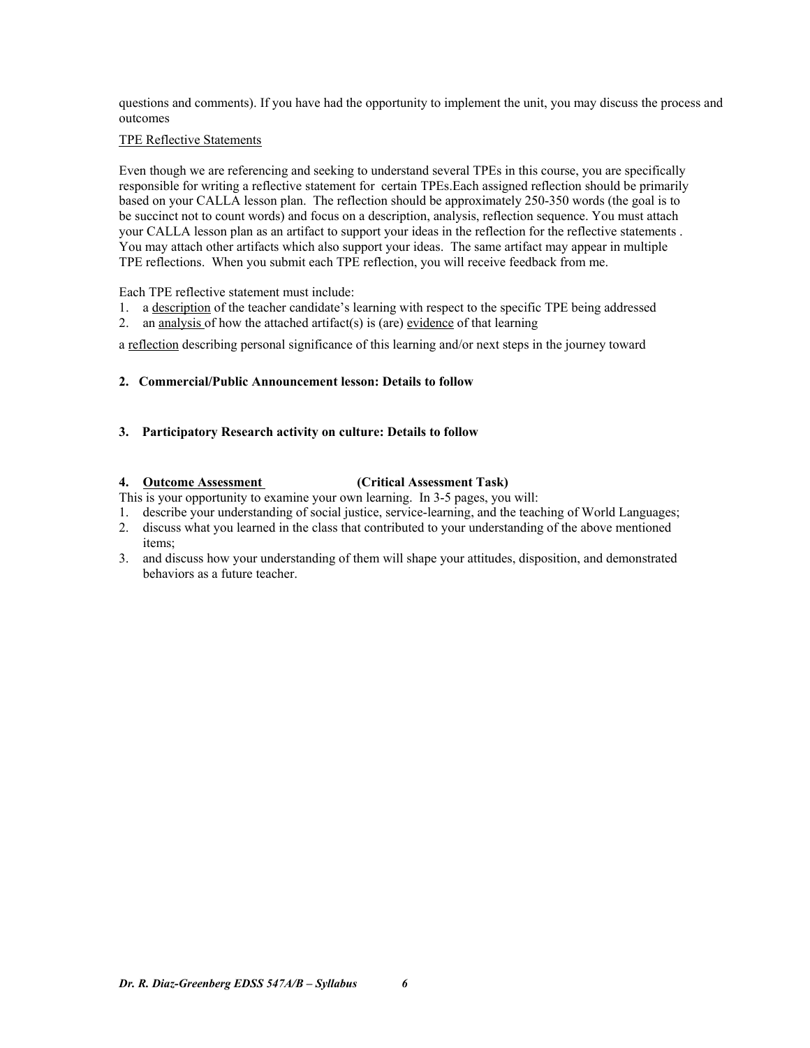questions and comments). If you have had the opportunity to implement the unit, you may discuss the process and outcomes

<u>TPE Reflective Statements</u>

Even though we are referencing and seeking to understand several TPEs in this course, you are specifically responsible for writing a reflective statement for certain TPEs.Each assigned reflection should be primarily based on your CALLA lesson plan. The reflection should be approximately 250-350 words (the goal is to be succinct not to count words) and focus on a description, analysis, reflection sequence. You must attach your CALLA lesson plan as an artifact to support your ideas in the reflection for the reflective statements . You may attach other artifacts which also support your ideas. The same artifact may appear in multiple TPE reflections. When you submit each TPE reflection, you will receive feedback from me.

Each TPE reflective statement must include:

1. a <u>description</u> of the teacher candidate's learning with respect to the specific TPE being addressed
2. an <u>analysis</u> of how the attached artifact(s) is (are) <u>evidence</u> of that learning

a <u>reflection</u> describing personal significance of this learning and/or next steps in the journey toward

**2. Commercial/Public Announcement lesson: Details to follow**

**3. Participatory Research activity on culture: Details to follow**

**4. <u>Outcome Assessment</u> (Critical Assessment Task)**

This is your opportunity to examine your own learning. In 3-5 pages, you will:

1. describe your understanding of social justice, service-learning, and the teaching of World Languages;
2. discuss what you learned in the class that contributed to your understanding of the above mentioned items;
3. and discuss how your understanding of them will shape your attitudes, disposition, and demonstrated behaviors as a future teacher.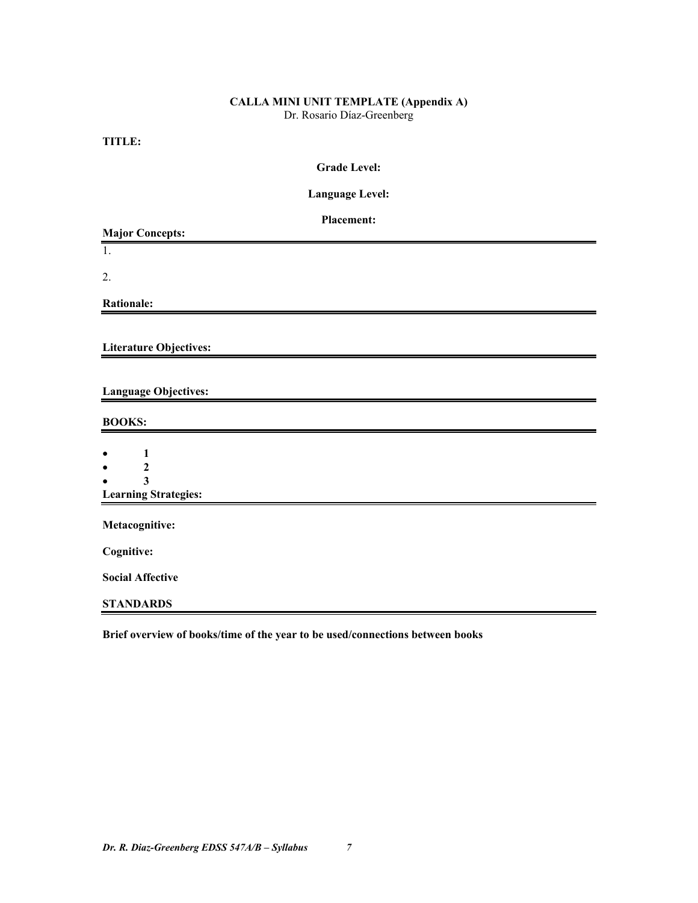**CALLA MINI UNIT TEMPLATE (Appendix A)**
Dr. Rosario Díaz-Greenberg

**TITLE:**

**Grade Level:**

**Language Level:**

**Placement:**

**Major Concepts:**

1.

2.

**Rationale:**

**Literature Objectives:**

**Language Objectives:**

**BOOKS:**

- **1**
- **2**
- **3**

**Learning Strategies:**

**Metacognitive:**

**Cognitive:**

**Social Affective**

**STANDARDS**

**Brief overview of books/time of the year to be used/connections between books**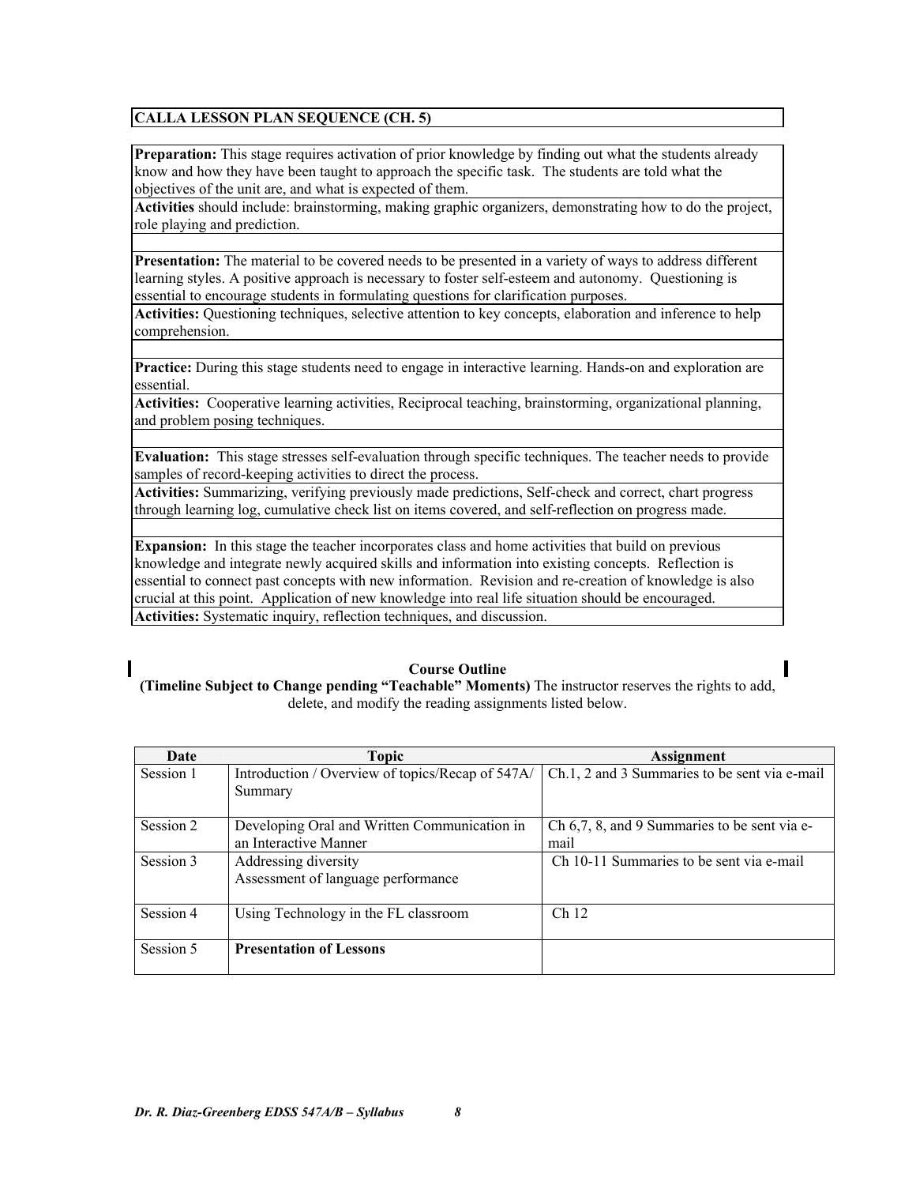## CALLA LESSON PLAN SEQUENCE (CH. 5)

**Preparation:** This stage requires activation of prior knowledge by finding out what the students already know and how they have been taught to approach the specific task. The students are told what the objectives of the unit are, and what is expected of them.

**Activities** should include: brainstorming, making graphic organizers, demonstrating how to do the project, role playing and prediction.

**Presentation:** The material to be covered needs to be presented in a variety of ways to address different learning styles. A positive approach is necessary to foster self-esteem and autonomy. Questioning is essential to encourage students in formulating questions for clarification purposes.

**Activities:** Questioning techniques, selective attention to key concepts, elaboration and inference to help comprehension.

**Practice:** During this stage students need to engage in interactive learning. Hands-on and exploration are essential.

**Activities:** Cooperative learning activities, Reciprocal teaching, brainstorming, organizational planning, and problem posing techniques.

**Evaluation:** This stage stresses self-evaluation through specific techniques. The teacher needs to provide samples of record-keeping activities to direct the process.

**Activities:** Summarizing, verifying previously made predictions, Self-check and correct, chart progress through learning log, cumulative check list on items covered, and self-reflection on progress made.

**Expansion:** In this stage the teacher incorporates class and home activities that build on previous knowledge and integrate newly acquired skills and information into existing concepts. Reflection is essential to connect past concepts with new information. Revision and re-creation of knowledge is also crucial at this point. Application of new knowledge into real life situation should be encouraged.

**Activities:** Systematic inquiry, reflection techniques, and discussion.

**Course Outline**

**(Timeline Subject to Change pending "Teachable" Moments)** The instructor reserves the rights to add, delete, and modify the reading assignments listed below.

| Date | Topic | Assignment |
|---|---|---|
| Session 1 | Introduction / Overview of topics/Recap of 547A/ Summary | Ch.1, 2 and 3 Summaries to be sent via e-mail |
| Session 2 | Developing Oral and Written Communication in an Interactive Manner | Ch 6,7, 8, and 9 Summaries to be sent via e-mail |
| Session 3 | Addressing diversity<br>Assessment of language performance | Ch 10-11 Summaries to be sent via e-mail |
| Session 4 | Using Technology in the FL classroom | Ch 12 |
| Session 5 | **Presentation of Lessons** | |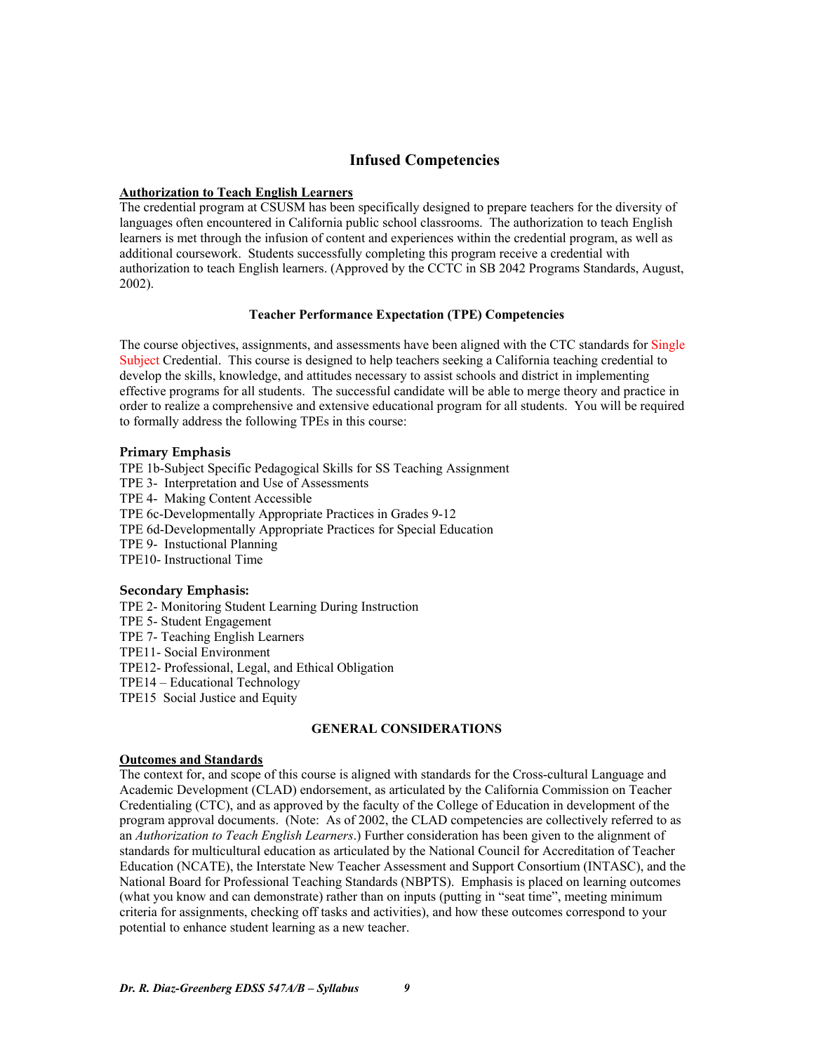## Infused Competencies

**Authorization to Teach English Learners**

The credential program at CSUSM has been specifically designed to prepare teachers for the diversity of languages often encountered in California public school classrooms. The authorization to teach English learners is met through the infusion of content and experiences within the credential program, as well as additional coursework. Students successfully completing this program receive a credential with authorization to teach English learners. (Approved by the CCTC in SB 2042 Programs Standards, August, 2002).

### Teacher Performance Expectation (TPE) Competencies

The course objectives, assignments, and assessments have been aligned with the CTC standards for Single Subject Credential. This course is designed to help teachers seeking a California teaching credential to develop the skills, knowledge, and attitudes necessary to assist schools and district in implementing effective programs for all students. The successful candidate will be able to merge theory and practice in order to realize a comprehensive and extensive educational program for all students. You will be required to formally address the following TPEs in this course:

**Primary Emphasis**

TPE 1b-Subject Specific Pedagogical Skills for SS Teaching Assignment
TPE 3- Interpretation and Use of Assessments
TPE 4- Making Content Accessible
TPE 6c-Developmentally Appropriate Practices in Grades 9-12
TPE 6d-Developmentally Appropriate Practices for Special Education
TPE 9- Instuctional Planning
TPE10- Instructional Time

**Secondary Emphasis:**

TPE 2- Monitoring Student Learning During Instruction
TPE 5- Student Engagement
TPE 7- Teaching English Learners
TPE11- Social Environment
TPE12- Professional, Legal, and Ethical Obligation
TPE14 – Educational Technology
TPE15 Social Justice and Equity

### GENERAL CONSIDERATIONS

**Outcomes and Standards**

The context for, and scope of this course is aligned with standards for the Cross-cultural Language and Academic Development (CLAD) endorsement, as articulated by the California Commission on Teacher Credentialing (CTC), and as approved by the faculty of the College of Education in development of the program approval documents. (Note: As of 2002, the CLAD competencies are collectively referred to as an *Authorization to Teach English Learners*.) Further consideration has been given to the alignment of standards for multicultural education as articulated by the National Council for Accreditation of Teacher Education (NCATE), the Interstate New Teacher Assessment and Support Consortium (INTASC), and the National Board for Professional Teaching Standards (NBPTS). Emphasis is placed on learning outcomes (what you know and can demonstrate) rather than on inputs (putting in "seat time", meeting minimum criteria for assignments, checking off tasks and activities), and how these outcomes correspond to your potential to enhance student learning as a new teacher.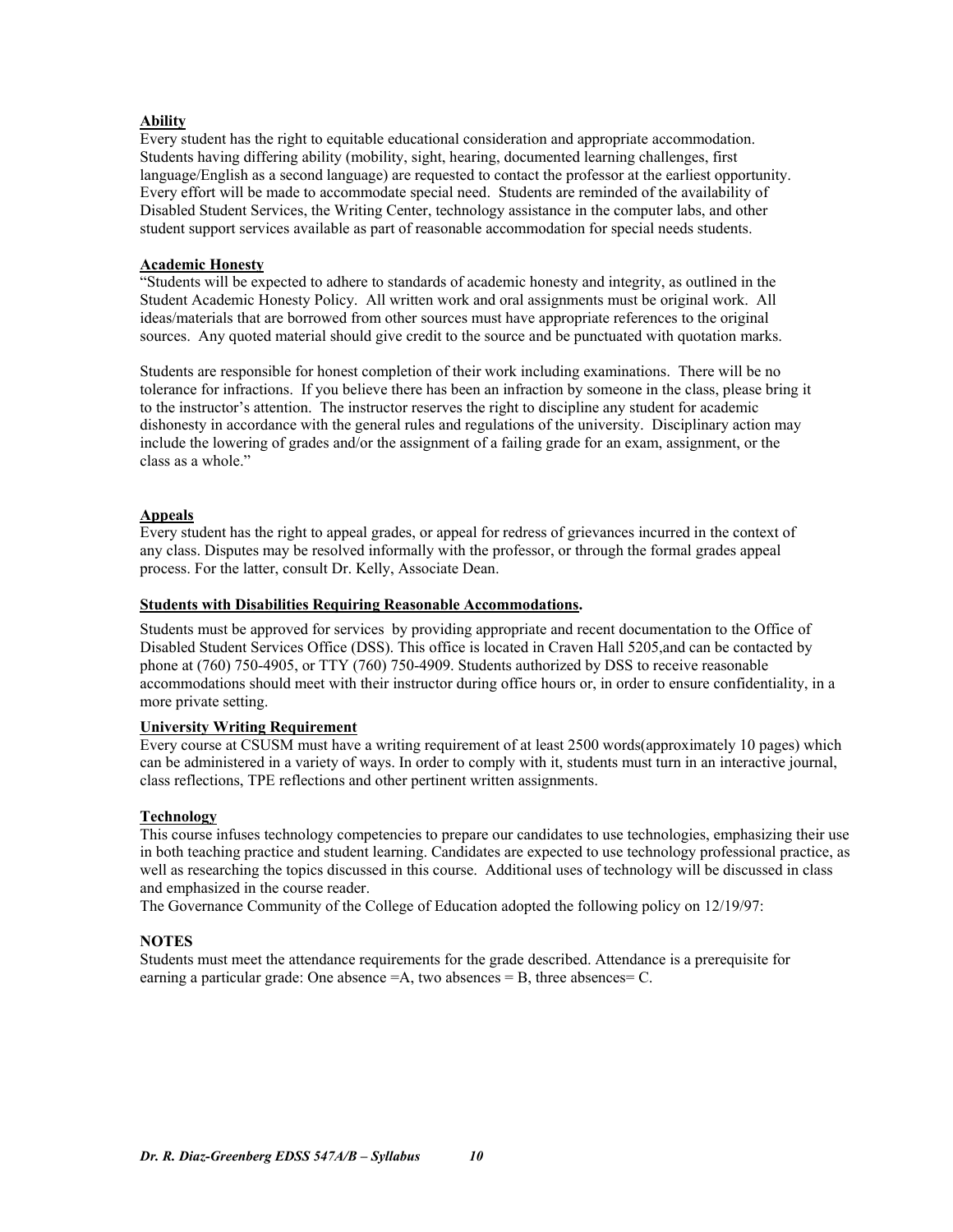### Ability

Every student has the right to equitable educational consideration and appropriate accommodation. Students having differing ability (mobility, sight, hearing, documented learning challenges, first language/English as a second language) are requested to contact the professor at the earliest opportunity. Every effort will be made to accommodate special need. Students are reminded of the availability of Disabled Student Services, the Writing Center, technology assistance in the computer labs, and other student support services available as part of reasonable accommodation for special needs students.

### Academic Honesty

"Students will be expected to adhere to standards of academic honesty and integrity, as outlined in the Student Academic Honesty Policy. All written work and oral assignments must be original work. All ideas/materials that are borrowed from other sources must have appropriate references to the original sources. Any quoted material should give credit to the source and be punctuated with quotation marks.

Students are responsible for honest completion of their work including examinations. There will be no tolerance for infractions. If you believe there has been an infraction by someone in the class, please bring it to the instructor's attention. The instructor reserves the right to discipline any student for academic dishonesty in accordance with the general rules and regulations of the university. Disciplinary action may include the lowering of grades and/or the assignment of a failing grade for an exam, assignment, or the class as a whole."

### Appeals

Every student has the right to appeal grades, or appeal for redress of grievances incurred in the context of any class. Disputes may be resolved informally with the professor, or through the formal grades appeal process. For the latter, consult Dr. Kelly, Associate Dean.

### Students with Disabilities Requiring Reasonable Accommodations.

Students must be approved for services by providing appropriate and recent documentation to the Office of Disabled Student Services Office (DSS). This office is located in Craven Hall 5205,and can be contacted by phone at (760) 750-4905, or TTY (760) 750-4909. Students authorized by DSS to receive reasonable accommodations should meet with their instructor during office hours or, in order to ensure confidentiality, in a more private setting.

### University Writing Requirement

Every course at CSUSM must have a writing requirement of at least 2500 words(approximately 10 pages) which can be administered in a variety of ways. In order to comply with it, students must turn in an interactive journal, class reflections, TPE reflections and other pertinent written assignments.

### Technology

This course infuses technology competencies to prepare our candidates to use technologies, emphasizing their use in both teaching practice and student learning. Candidates are expected to use technology professional practice, as well as researching the topics discussed in this course. Additional uses of technology will be discussed in class and emphasized in the course reader.

The Governance Community of the College of Education adopted the following policy on 12/19/97:

### NOTES

Students must meet the attendance requirements for the grade described. Attendance is a prerequisite for earning a particular grade: One absence =A, two absences = B, three absences= C.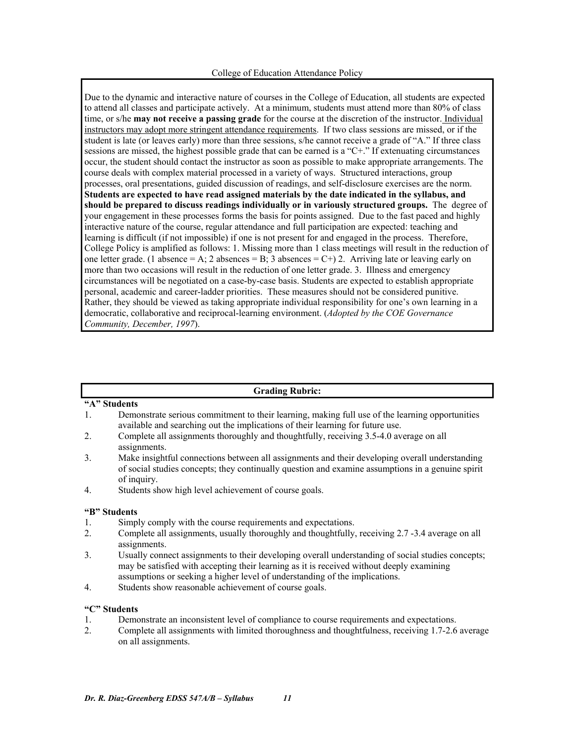College of Education Attendance Policy

Due to the dynamic and interactive nature of courses in the College of Education, all students are expected to attend all classes and participate actively. At a minimum, students must attend more than 80% of class time, or s/he **may not receive a passing grade** for the course at the discretion of the instructor. Individual instructors may adopt more stringent attendance requirements. If two class sessions are missed, or if the student is late (or leaves early) more than three sessions, s/he cannot receive a grade of "A." If three class sessions are missed, the highest possible grade that can be earned is a "C+." If extenuating circumstances occur, the student should contact the instructor as soon as possible to make appropriate arrangements. The course deals with complex material processed in a variety of ways. Structured interactions, group processes, oral presentations, guided discussion of readings, and self-disclosure exercises are the norm. **Students are expected to have read assigned materials by the date indicated in the syllabus, and should be prepared to discuss readings individually or in variously structured groups.** The degree of your engagement in these processes forms the basis for points assigned. Due to the fast paced and highly interactive nature of the course, regular attendance and full participation are expected: teaching and learning is difficult (if not impossible) if one is not present for and engaged in the process. Therefore, College Policy is amplified as follows: 1. Missing more than 1 class meetings will result in the reduction of one letter grade. (1 absence = A; 2 absences = B; 3 absences = C+) 2. Arriving late or leaving early on more than two occasions will result in the reduction of one letter grade. 3. Illness and emergency circumstances will be negotiated on a case-by-case basis. Students are expected to establish appropriate personal, academic and career-ladder priorities. These measures should not be considered punitive. Rather, they should be viewed as taking appropriate individual responsibility for one's own learning in a democratic, collaborative and reciprocal-learning environment. (*Adopted by the COE Governance Community, December, 1997*).

## Grading Rubric:

**"A" Students**

1. Demonstrate serious commitment to their learning, making full use of the learning opportunities available and searching out the implications of their learning for future use.
2. Complete all assignments thoroughly and thoughtfully, receiving 3.5-4.0 average on all assignments.
3. Make insightful connections between all assignments and their developing overall understanding of social studies concepts; they continually question and examine assumptions in a genuine spirit of inquiry.
4. Students show high level achievement of course goals.

**"B" Students**

1. Simply comply with the course requirements and expectations.
2. Complete all assignments, usually thoroughly and thoughtfully, receiving 2.7 -3.4 average on all assignments.
3. Usually connect assignments to their developing overall understanding of social studies concepts; may be satisfied with accepting their learning as it is received without deeply examining assumptions or seeking a higher level of understanding of the implications.
4. Students show reasonable achievement of course goals.

**"C" Students**

1. Demonstrate an inconsistent level of compliance to course requirements and expectations.
2. Complete all assignments with limited thoroughness and thoughtfulness, receiving 1.7-2.6 average on all assignments.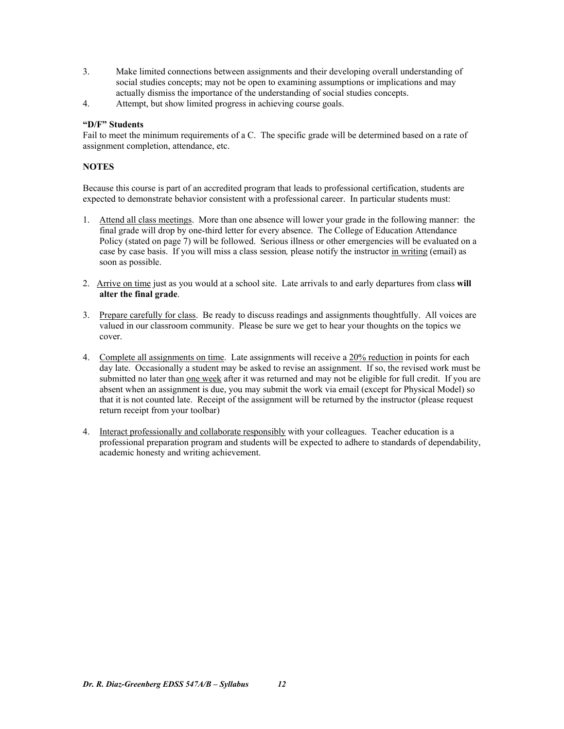3. Make limited connections between assignments and their developing overall understanding of social studies concepts; may not be open to examining assumptions or implications and may actually dismiss the importance of the understanding of social studies concepts.
4. Attempt, but show limited progress in achieving course goals.

**"D/F" Students**
Fail to meet the minimum requirements of a C. The specific grade will be determined based on a rate of assignment completion, attendance, etc.

**NOTES**

Because this course is part of an accredited program that leads to professional certification, students are expected to demonstrate behavior consistent with a professional career. In particular students must:

1. Attend all class meetings. More than one absence will lower your grade in the following manner: the final grade will drop by one-third letter for every absence. The College of Education Attendance Policy (stated on page 7) will be followed. Serious illness or other emergencies will be evaluated on a case by case basis. If you will miss a class session*,* please notify the instructor in writing (email) as soon as possible.

2. Arrive on time just as you would at a school site. Late arrivals to and early departures from class **will alter the final grade**.

3. Prepare carefully for class. Be ready to discuss readings and assignments thoughtfully. All voices are valued in our classroom community. Please be sure we get to hear your thoughts on the topics we cover.

4. Complete all assignments on time. Late assignments will receive a 20% reduction in points for each day late. Occasionally a student may be asked to revise an assignment. If so, the revised work must be submitted no later than one week after it was returned and may not be eligible for full credit. If you are absent when an assignment is due, you may submit the work via email (except for Physical Model) so that it is not counted late. Receipt of the assignment will be returned by the instructor (please request return receipt from your toolbar)

4. Interact professionally and collaborate responsibly with your colleagues. Teacher education is a professional preparation program and students will be expected to adhere to standards of dependability, academic honesty and writing achievement.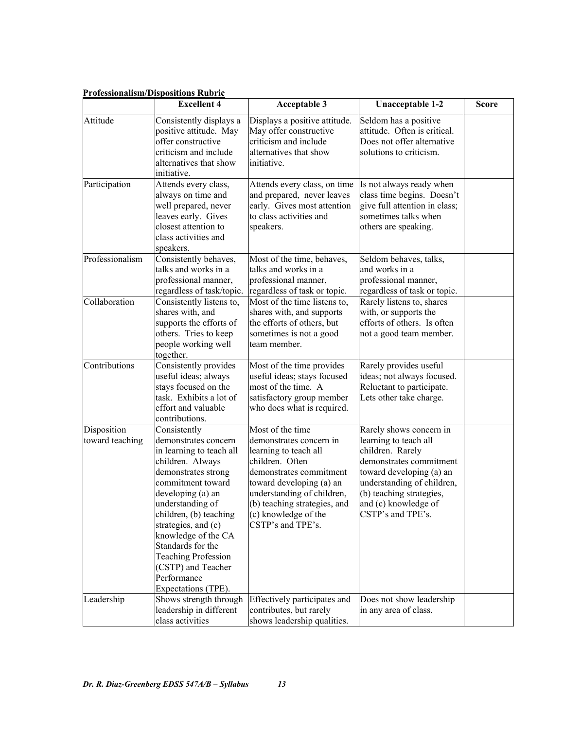**Professionalism/Dispositions Rubric**

| | Excellent 4 | Acceptable 3 | Unacceptable 1-2 | Score |
|---|---|---|---|---|
| Attitude | Consistently displays a positive attitude. May offer constructive criticism and include alternatives that show initiative. | Displays a positive attitude. May offer constructive criticism and include alternatives that show initiative. | Seldom has a positive attitude. Often is critical. Does not offer alternative solutions to criticism. | |
| Participation | Attends every class, always on time and well prepared, never leaves early. Gives closest attention to class activities and speakers. | Attends every class, on time and prepared, never leaves early. Gives most attention to class activities and speakers. | Is not always ready when class time begins. Doesn't give full attention in class; sometimes talks when others are speaking. | |
| Professionalism | Consistently behaves, talks and works in a professional manner, regardless of task/topic. | Most of the time, behaves, talks and works in a professional manner, regardless of task or topic. | Seldom behaves, talks, and works in a professional manner, regardless of task or topic. | |
| Collaboration | Consistently listens to, shares with, and supports the efforts of others. Tries to keep people working well together. | Most of the time listens to, shares with, and supports the efforts of others, but sometimes is not a good team member. | Rarely listens to, shares with, or supports the efforts of others. Is often not a good team member. | |
| Contributions | Consistently provides useful ideas; always stays focused on the task. Exhibits a lot of effort and valuable contributions. | Most of the time provides useful ideas; stays focused most of the time. A satisfactory group member who does what is required. | Rarely provides useful ideas; not always focused. Reluctant to participate. Lets other take charge. | |
| Disposition toward teaching | Consistently demonstrates concern in learning to teach all children. Always demonstrates strong commitment toward developing (a) an understanding of children, (b) teaching strategies, and (c) knowledge of the CA Standards for the Teaching Profession (CSTP) and Teacher Performance Expectations (TPE). | Most of the time demonstrates concern in learning to teach all children. Often demonstrates commitment toward developing (a) an understanding of children, (b) teaching strategies, and (c) knowledge of the CSTP's and TPE's. | Rarely shows concern in learning to teach all children. Rarely demonstrates commitment toward developing (a) an understanding of children, (b) teaching strategies, and (c) knowledge of CSTP's and TPE's. | |
| Leadership | Shows strength through leadership in different class activities | Effectively participates and contributes, but rarely shows leadership qualities. | Does not show leadership in any area of class. | |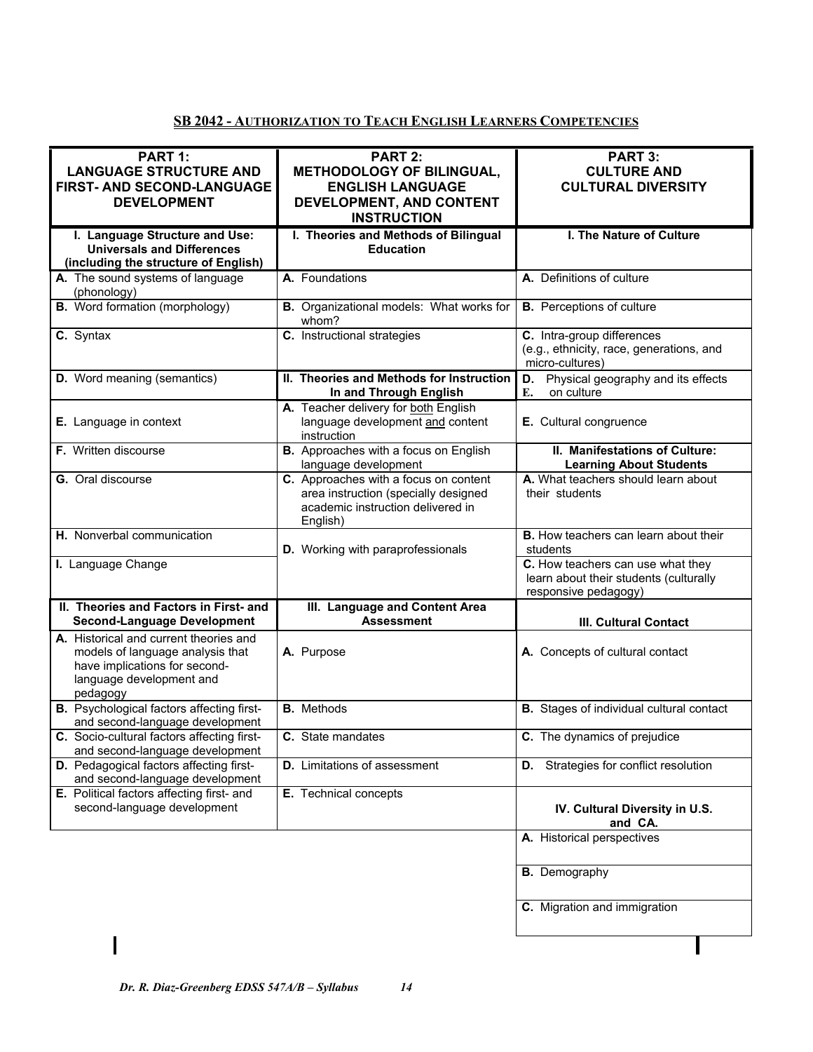## SB 2042 - Authorization to Teach English Learners Competencies

| PART 1: LANGUAGE STRUCTURE AND FIRST- AND SECOND-LANGUAGE DEVELOPMENT | PART 2: METHODOLOGY OF BILINGUAL, ENGLISH LANGUAGE DEVELOPMENT, AND CONTENT INSTRUCTION | PART 3: CULTURE AND CULTURAL DIVERSITY |
|---|---|---|
| **I. Language Structure and Use: Universals and Differences (including the structure of English)** | **I. Theories and Methods of Bilingual Education** | **I. The Nature of Culture** |
| **A.** The sound systems of language (phonology) | **A.** Foundations | **A.** Definitions of culture |
| **B.** Word formation (morphology) | **B.** Organizational models: What works for whom? | **B.** Perceptions of culture |
| **C.** Syntax | **C.** Instructional strategies | **C.** Intra-group differences (e.g., ethnicity, race, generations, and micro-cultures) |
| **D.** Word meaning (semantics) | **II. Theories and Methods for Instruction In and Through English** | **D.** Physical geography and its effects on culture |
| **E.** Language in context | **A.** Teacher delivery for both English language development and content instruction | **E.** Cultural congruence |
| **F.** Written discourse | **B.** Approaches with a focus on English language development | **II. Manifestations of Culture: Learning About Students** |
| **G.** Oral discourse | **C.** Approaches with a focus on content area instruction (specially designed academic instruction delivered in English) | **A.** What teachers should learn about their students |
| **H.** Nonverbal communication | **D.** Working with paraprofessionals | **B.** How teachers can learn about their students |
| **I.** Language Change | | **C.** How teachers can use what they learn about their students (culturally responsive pedagogy) |
| **II. Theories and Factors in First- and Second-Language Development** | **III. Language and Content Area Assessment** | **III. Cultural Contact** |
| **A.** Historical and current theories and models of language analysis that have implications for second-language development and pedagogy | **A.** Purpose | **A.** Concepts of cultural contact |
| **B.** Psychological factors affecting first- and second-language development | **B.** Methods | **B.** Stages of individual cultural contact |
| **C.** Socio-cultural factors affecting first- and second-language development | **C.** State mandates | **C.** The dynamics of prejudice |
| **D.** Pedagogical factors affecting first- and second-language development | **D.** Limitations of assessment | **D.** Strategies for conflict resolution |
| **E.** Political factors affecting first- and second-language development | **E.** Technical concepts | **IV. Cultural Diversity in U.S. and CA.** |
| | | **A.** Historical perspectives |
| | | **B.** Demography |
| | | **C.** Migration and immigration |